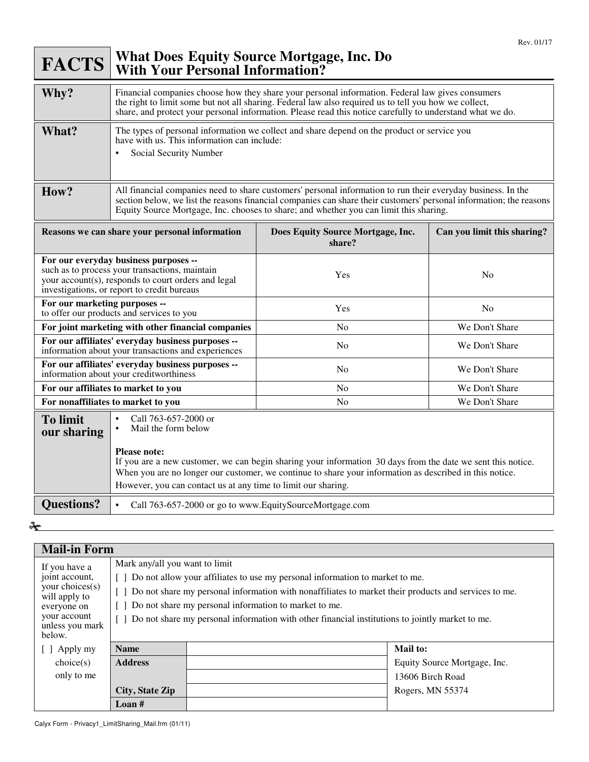Rev. 01/17

# FACTS — What Does Equity Source Mortgage, Inc. Do With Your Personal Information?

| | |
|---|---|
| **Why?** | Financial companies choose how they share your personal information. Federal law gives consumers the right to limit some but not all sharing. Federal law also required us to tell you how we collect, share, and protect your personal information. Please read this notice carefully to understand what we do. |
| **What?** | The types of personal information we collect and share depend on the product or service you have with us. This information can include: <br>• Social Security Number |
| **How?** | All financial companies need to share customers' personal information to run their everyday business. In the section below, we list the reasons financial companies can share their customers' personal information; the reasons Equity Source Mortgage, Inc. chooses to share; and whether you can limit this sharing. |

| Reasons we can share your personal information | Does Equity Source Mortgage, Inc. share? | Can you limit this sharing? |
|---|---|---|
| **For our everyday business purposes --** such as to process your transactions, maintain your account(s), responds to court orders and legal investigations, or report to credit bureaus | Yes | No |
| **For our marketing purposes --** to offer our products and services to you | Yes | No |
| **For joint marketing with other financial companies** | No | We Don't Share |
| **For our affiliates' everyday business purposes --** information about your transactions and experiences | No | We Don't Share |
| **For our affiliates' everyday business purposes --** information about your creditworthiness | No | We Don't Share |
| **For our affiliates to market to you** | No | We Don't Share |
| **For nonaffiliates to market to you** | No | We Don't Share |

| | |
|---|---|
| **To limit our sharing** | • Call 763-657-2000 or <br>• Mail the form below <br><br>**Please note:** <br>If you are a new customer, we can begin sharing your information 30 days from the date we sent this notice. When you are no longer our customer, we continue to share your information as described in this notice. <br>However, you can contact us at any time to limit our sharing. |
| **Questions?** | • Call 763-657-2000 or go to www.EquitySourceMortgage.com |

## Mail-in Form

If you have a joint account, your choices(s) will apply to everyone on your account unless you mark below.

[ ] Apply my choice(s) only to me

Mark any/all you want to limit

[ ] Do not allow your affiliates to use my personal information to market to me.

[ ] Do not share my personal information with nonaffiliates to market their products and services to me.

[ ] Do not share my personal information to market to me.

[ ] Do not share my personal information with other financial institutions to jointly market to me.

| | | |
|---|---|---|
| **Name** | | **Mail to:** |
| **Address** | | Equity Source Mortgage, Inc. |
| | | 13606 Birch Road |
| **City, State Zip** | | Rogers, MN 55374 |
| **Loan #** | | |

Calyx Form - Privacy1_LimitSharing_Mail.frm (01/11)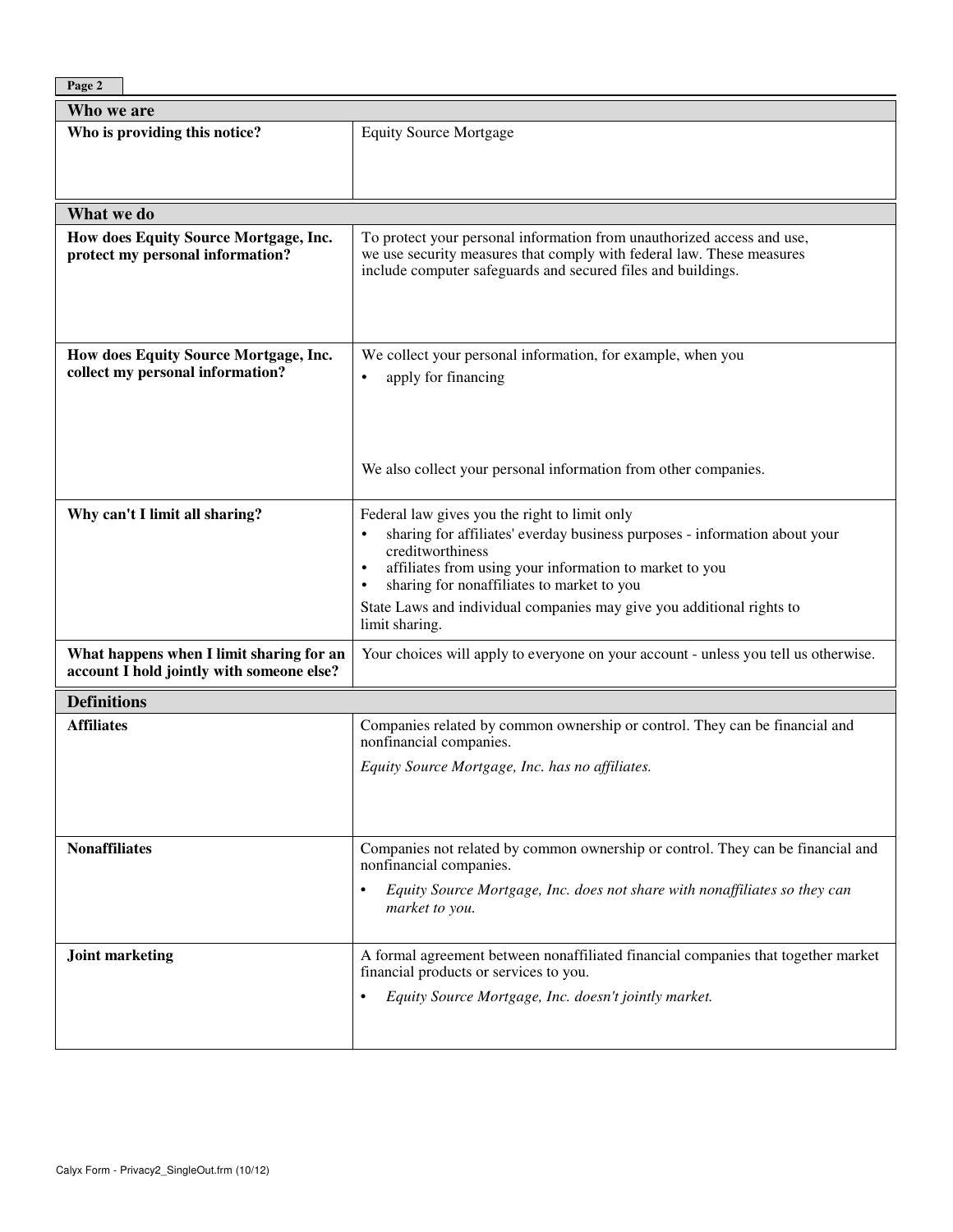| Who we are | |
|---|---|
| **Who is providing this notice?** | Equity Source Mortgage |

| What we do | |
|---|---|
| **How does Equity Source Mortgage, Inc. protect my personal information?** | To protect your personal information from unauthorized access and use, we use security measures that comply with federal law. These measures include computer safeguards and secured files and buildings. |
| **How does Equity Source Mortgage, Inc. collect my personal information?** | We collect your personal information, for example, when you<br>• apply for financing<br><br>We also collect your personal information from other companies. |
| **Why can't I limit all sharing?** | Federal law gives you the right to limit only<br>• sharing for affiliates' everday business purposes - information about your creditworthiness<br>• affiliates from using your information to market to you<br>• sharing for nonaffiliates to market to you<br>State Laws and individual companies may give you additional rights to limit sharing. |
| **What happens when I limit sharing for an account I hold jointly with someone else?** | Your choices will apply to everyone on your account - unless you tell us otherwise. |

| Definitions | |
|---|---|
| **Affiliates** | Companies related by common ownership or control. They can be financial and nonfinancial companies.<br>*Equity Source Mortgage, Inc. has no affiliates.* |
| **Nonaffiliates** | Companies not related by common ownership or control. They can be financial and nonfinancial companies.<br>• *Equity Source Mortgage, Inc. does not share with nonaffiliates so they can market to you.* |
| **Joint marketing** | A formal agreement between nonaffiliated financial companies that together market financial products or services to you.<br>• *Equity Source Mortgage, Inc. doesn't jointly market.* |

Calyx Form - Privacy2_SingleOut.frm (10/12)